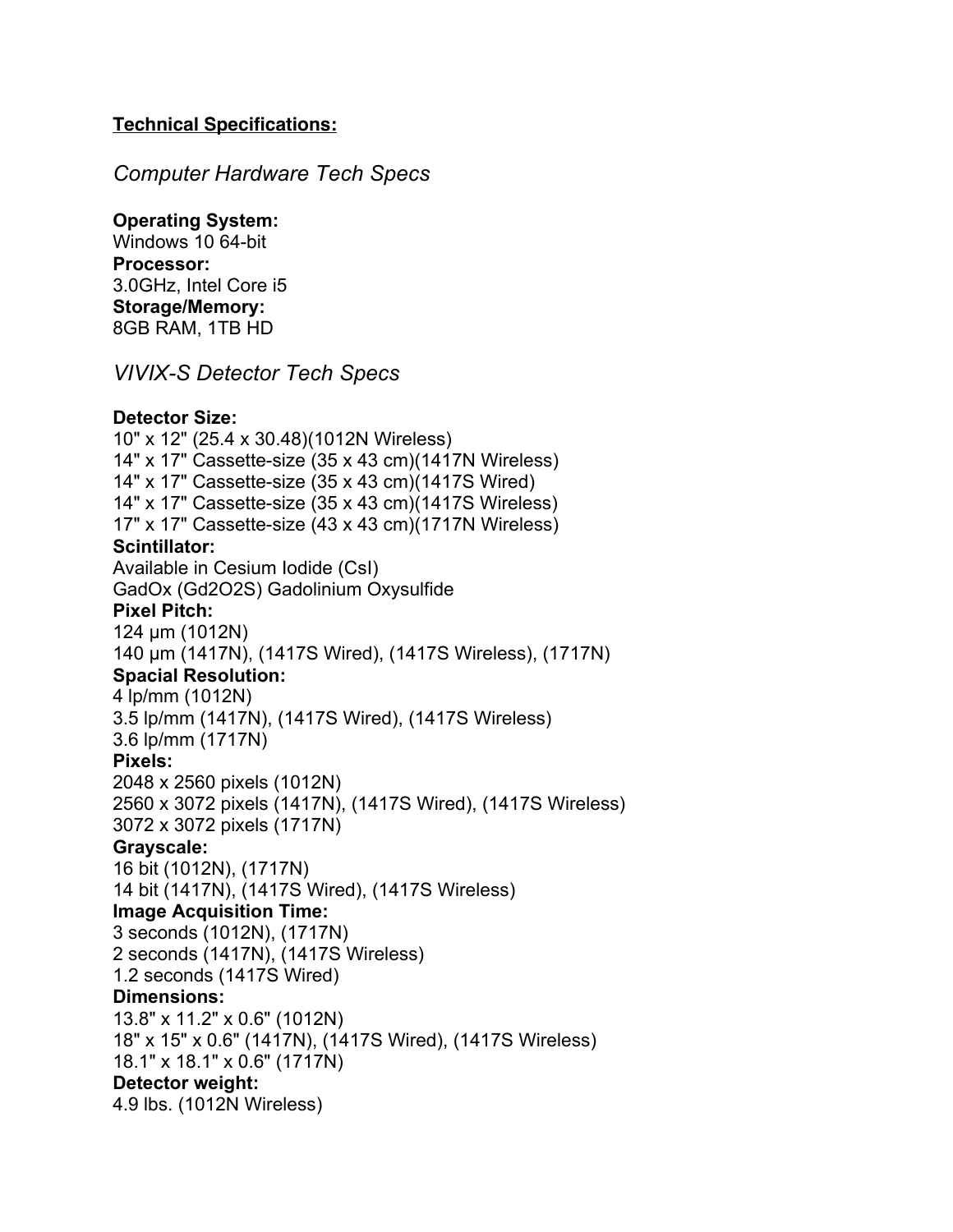**Technical Specifications:**

## *Computer Hardware Tech Specs*

**Operating System:**
Windows 10 64-bit
**Processor:**
3.0GHz, Intel Core i5
**Storage/Memory:**
8GB RAM, 1TB HD

## *VIVIX-S Detector Tech Specs*

**Detector Size:**
10" x 12" (25.4 x 30.48)(1012N Wireless)
14" x 17" Cassette-size (35 x 43 cm)(1417N Wireless)
14" x 17" Cassette-size (35 x 43 cm)(1417S Wired)
14" x 17" Cassette-size (35 x 43 cm)(1417S Wireless)
17" x 17" Cassette-size (43 x 43 cm)(1717N Wireless)
**Scintillator:**
Available in Cesium Iodide (CsI)
GadOx ($Gd_2O_2S$) Gadolinium Oxysulfide
**Pixel Pitch:**
124 µm (1012N)
140 µm (1417N), (1417S Wired), (1417S Wireless), (1717N)
**Spacial Resolution:**
4 lp/mm (1012N)
3.5 lp/mm (1417N), (1417S Wired), (1417S Wireless)
3.6 lp/mm (1717N)
**Pixels:**
2048 x 2560 pixels (1012N)
2560 x 3072 pixels (1417N), (1417S Wired), (1417S Wireless)
3072 x 3072 pixels (1717N)
**Grayscale:**
16 bit (1012N), (1717N)
14 bit (1417N), (1417S Wired), (1417S Wireless)
**Image Acquisition Time:**
3 seconds (1012N), (1717N)
2 seconds (1417N), (1417S Wireless)
1.2 seconds (1417S Wired)
**Dimensions:**
13.8" x 11.2" x 0.6" (1012N)
18" x 15" x 0.6" (1417N), (1417S Wired), (1417S Wireless)
18.1" x 18.1" x 0.6" (1717N)
**Detector weight:**
4.9 lbs. (1012N Wireless)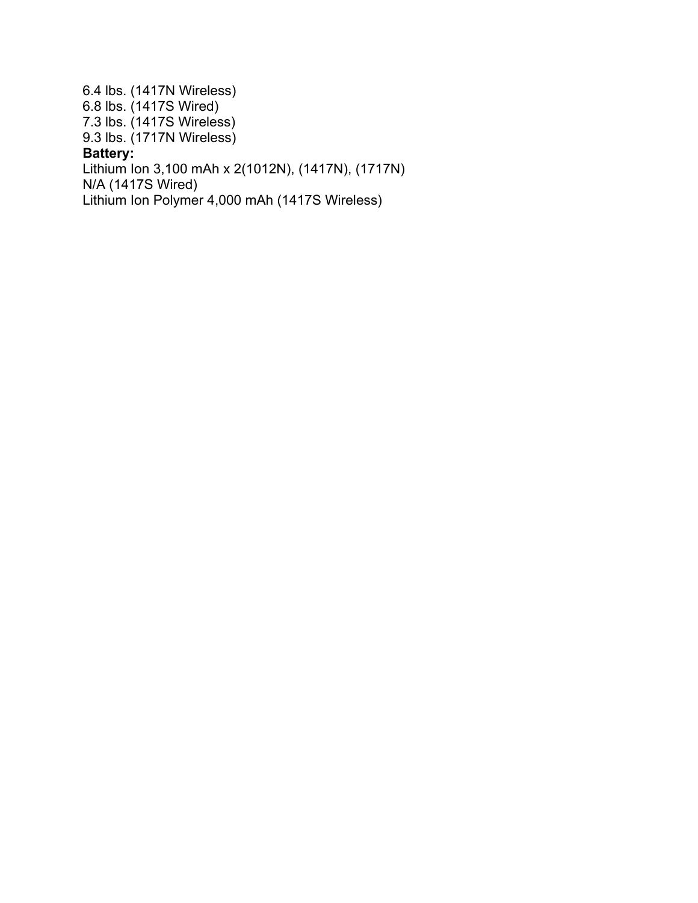6.4 lbs. (1417N Wireless)
6.8 lbs. (1417S Wired)
7.3 lbs. (1417S Wireless)
9.3 lbs. (1717N Wireless)
**Battery:**
Lithium Ion 3,100 mAh x 2(1012N), (1417N), (1717N)
N/A (1417S Wired)
Lithium Ion Polymer 4,000 mAh (1417S Wireless)